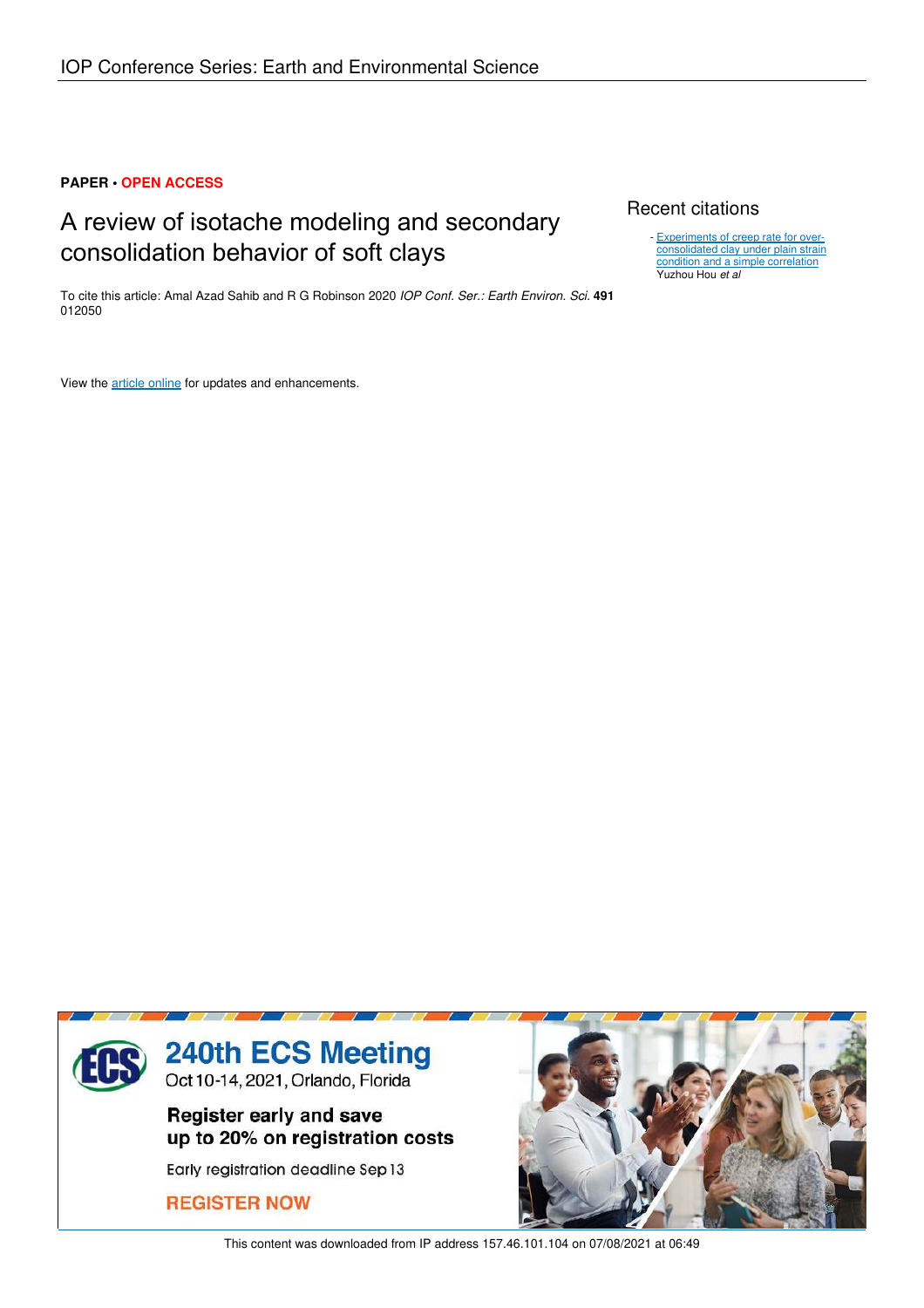IOP Conference Series: Earth and Environmental Science

**PAPER • OPEN ACCESS**

# A review of isotache modeling and secondary consolidation behavior of soft clays

To cite this article: Amal Azad Sahib and R G Robinson 2020 *IOP Conf. Ser.: Earth Environ. Sci.* **491** 012050

View the article online for updates and enhancements.

## Recent citations

- Experiments of creep rate for over-consolidated clay under plain strain condition and a simple correlation
  Yuzhou Hou *et al*

240th ECS Meeting
Oct 10-14, 2021, Orlando, Florida

Register early and save up to 20% on registration costs

Early registration deadline Sep 13

REGISTER NOW

This content was downloaded from IP address 157.46.101.104 on 07/08/2021 at 06:49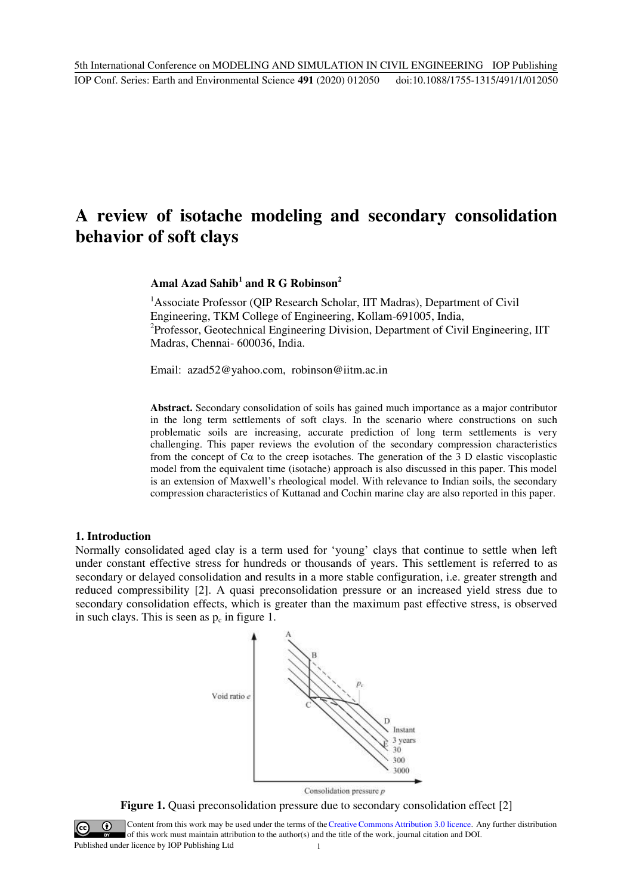# A review of isotache modeling and secondary consolidation behavior of soft clays

**Amal Azad Sahib[1] and R G Robinson[2]**

[1]Associate Professor (QIP Research Scholar, IIT Madras), Department of Civil Engineering, TKM College of Engineering, Kollam-691005, India,
[2]Professor, Geotechnical Engineering Division, Department of Civil Engineering, IIT Madras, Chennai- 600036, India.

Email: azad52@yahoo.com, robinson@iitm.ac.in

**Abstract.** Secondary consolidation of soils has gained much importance as a major contributor in the long term settlements of soft clays. In the scenario where constructions on such problematic soils are increasing, accurate prediction of long term settlements is very challenging. This paper reviews the evolution of the secondary compression characteristics from the concept of Cα to the creep isotaches. The generation of the 3 D elastic viscoplastic model from the equivalent time (isotache) approach is also discussed in this paper. This model is an extension of Maxwell's rheological model. With relevance to Indian soils, the secondary compression characteristics of Kuttanad and Cochin marine clay are also reported in this paper.

## 1. Introduction

Normally consolidated aged clay is a term used for 'young' clays that continue to settle when left under constant effective stress for hundreds or thousands of years. This settlement is referred to as secondary or delayed consolidation and results in a more stable configuration, i.e. greater strength and reduced compressibility [2]. A quasi preconsolidation pressure or an increased yield stress due to secondary consolidation effects, which is greater than the maximum past effective stress, is observed in such clays. This is seen as $p_c$ in figure 1.

**Figure 1.** Quasi preconsolidation pressure due to secondary consolidation effect [2]

Content from this work may be used under the terms of the Creative Commons Attribution 3.0 licence. Any further distribution of this work must maintain attribution to the author(s) and the title of the work, journal citation and DOI.
Published under licence by IOP Publishing Ltd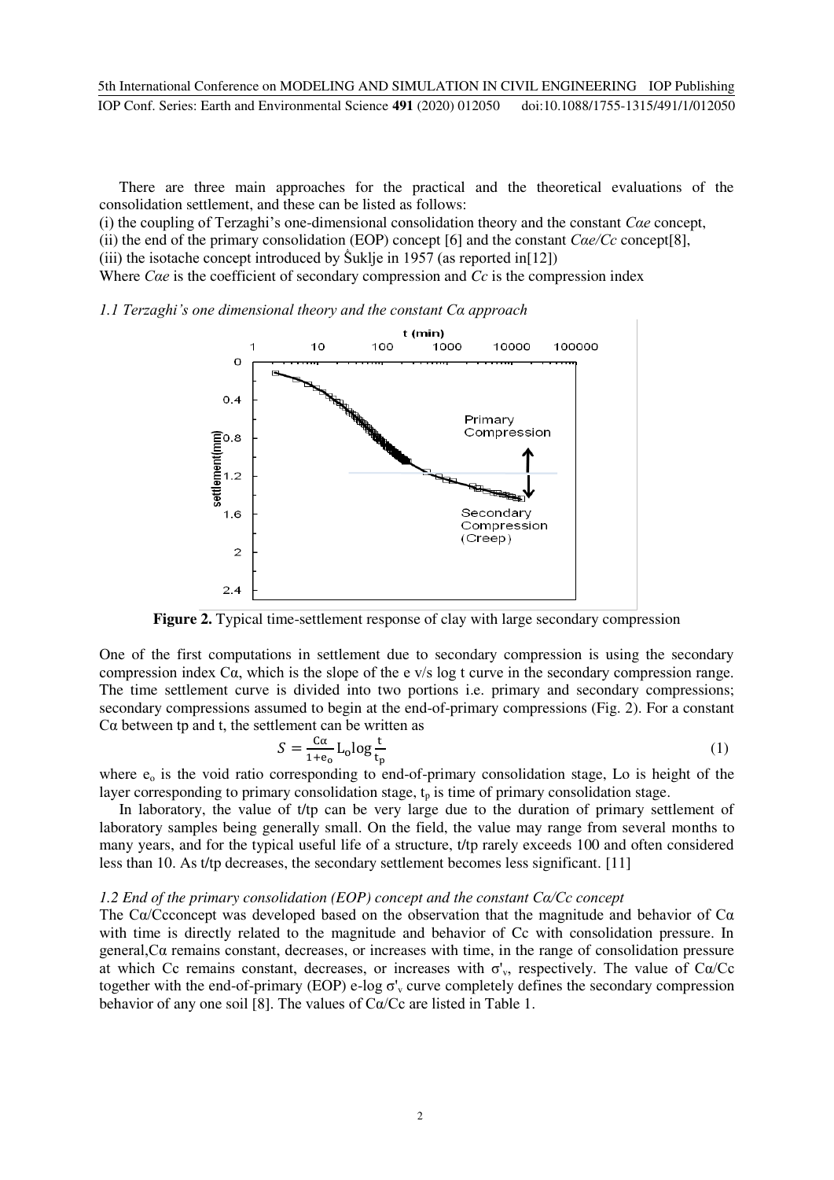There are three main approaches for the practical and the theoretical evaluations of the consolidation settlement, and these can be listed as follows:

(i) the coupling of Terzaghi's one-dimensional consolidation theory and the constant *Cαe* concept,
(ii) the end of the primary consolidation (EOP) concept [6] and the constant *Cαe/Cc* concept[8],
(iii) the isotache concept introduced by Šuklje in 1957 (as reported in[12])

Where *Cαe* is the coefficient of secondary compression and *Cc* is the compression index

*1.1 Terzaghi's one dimensional theory and the constant Cα approach*

**Figure 2.** Typical time-settlement response of clay with large secondary compression

One of the first computations in settlement due to secondary compression is using the secondary compression index Cα, which is the slope of the e v/s log t curve in the secondary compression range. The time settlement curve is divided into two portions i.e. primary and secondary compressions; secondary compressions assumed to begin at the end-of-primary compressions (Fig. 2). For a constant Cα between tp and t, the settlement can be written as

$$S = \frac{C\alpha}{1+e_o} L_o \log \frac{t}{t_p} \tag{1}$$

where $e_o$ is the void ratio corresponding to end-of-primary consolidation stage, Lo is height of the layer corresponding to primary consolidation stage, $t_p$ is time of primary consolidation stage.

In laboratory, the value of t/tp can be very large due to the duration of primary settlement of laboratory samples being generally small. On the field, the value may range from several months to many years, and for the typical useful life of a structure, t/tp rarely exceeds 100 and often considered less than 10. As t/tp decreases, the secondary settlement becomes less significant. [11]

*1.2 End of the primary consolidation (EOP) concept and the constant Cα/Cc concept*

The Cα/Ccconcept was developed based on the observation that the magnitude and behavior of Cα with time is directly related to the magnitude and behavior of Cc with consolidation pressure. In general,Cα remains constant, decreases, or increases with time, in the range of consolidation pressure at which Cc remains constant, decreases, or increases with $\sigma'_v$, respectively. The value of Cα/Cc together with the end-of-primary (EOP) e-log $\sigma'_v$ curve completely defines the secondary compression behavior of any one soil [8]. The values of Cα/Cc are listed in Table 1.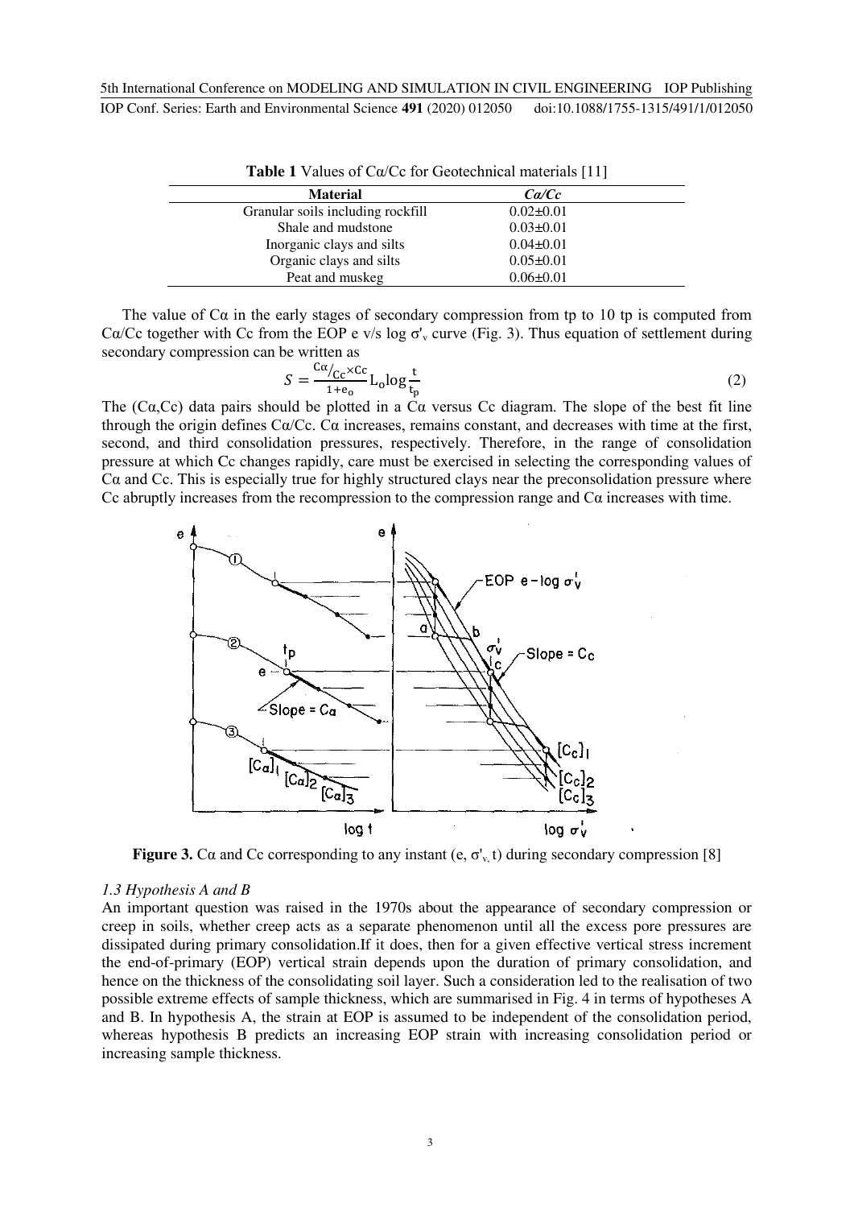**Table 1** Values of Cα/Cc for Geotechnical materials [11]

| Material | *Cα/Cc* |
| --- | --- |
| Granular soils including rockfill | 0.02±0.01 |
| Shale and mudstone | 0.03±0.01 |
| Inorganic clays and silts | 0.04±0.01 |
| Organic clays and silts | 0.05±0.01 |
| Peat and muskeg | 0.06±0.01 |

The value of Cα in the early stages of secondary compression from tp to 10 tp is computed from Cα/Cc together with Cc from the EOP e v/s log $\sigma'_v$ curve (Fig. 3). Thus equation of settlement during secondary compression can be written as

$$S = \frac{{}^{C\alpha}/_{Cc} \times Cc}{1+e_o} L_o \log \frac{t}{t_p} \tag{2}$$

The (Cα,Cc) data pairs should be plotted in a Cα versus Cc diagram. The slope of the best fit line through the origin defines Cα/Cc. Cα increases, remains constant, and decreases with time at the first, second, and third consolidation pressures, respectively. Therefore, in the range of consolidation pressure at which Cc changes rapidly, care must be exercised in selecting the corresponding values of Cα and Cc. This is especially true for highly structured clays near the preconsolidation pressure where Cc abruptly increases from the recompression to the compression range and Cα increases with time.

**Figure 3.** Cα and Cc corresponding to any instant (e, $\sigma'_v$, t) during secondary compression [8]

### *1.3 Hypothesis A and B*

An important question was raised in the 1970s about the appearance of secondary compression or creep in soils, whether creep acts as a separate phenomenon until all the excess pore pressures are dissipated during primary consolidation.If it does, then for a given effective vertical stress increment the end-of-primary (EOP) vertical strain depends upon the duration of primary consolidation, and hence on the thickness of the consolidating soil layer. Such a consideration led to the realisation of two possible extreme effects of sample thickness, which are summarised in Fig. 4 in terms of hypotheses A and B. In hypothesis A, the strain at EOP is assumed to be independent of the consolidation period, whereas hypothesis B predicts an increasing EOP strain with increasing consolidation period or increasing sample thickness.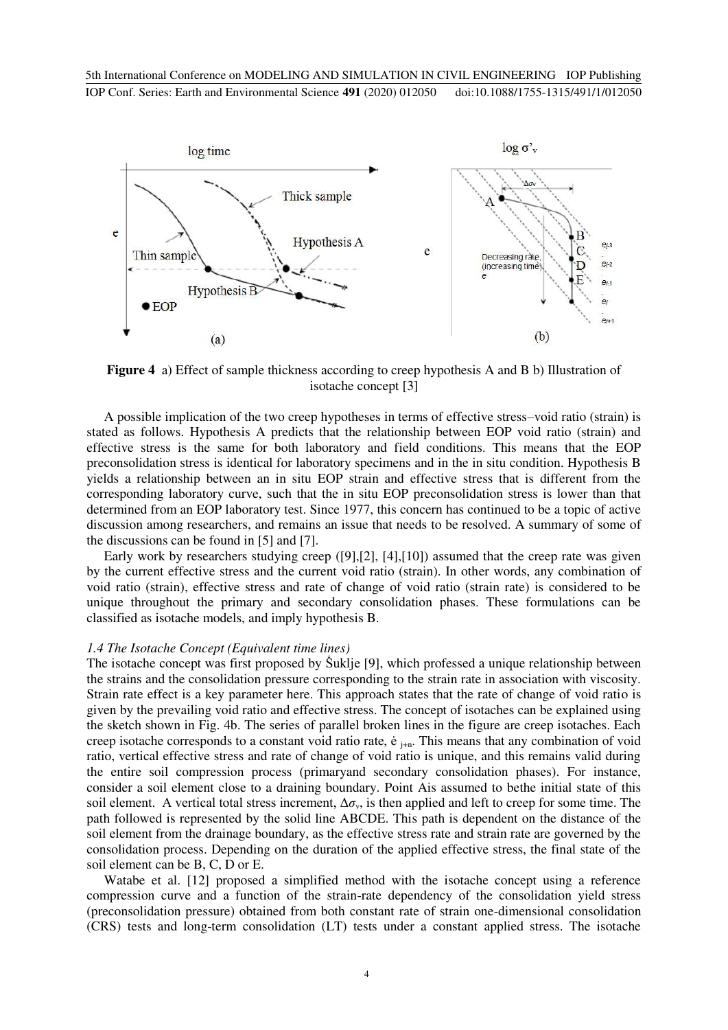**Figure 4** a) Effect of sample thickness according to creep hypothesis A and B b) Illustration of isotache concept [3]

A possible implication of the two creep hypotheses in terms of effective stress–void ratio (strain) is stated as follows. Hypothesis A predicts that the relationship between EOP void ratio (strain) and effective stress is the same for both laboratory and field conditions. This means that the EOP preconsolidation stress is identical for laboratory specimens and in the in situ condition. Hypothesis B yields a relationship between an in situ EOP strain and effective stress that is different from the corresponding laboratory curve, such that the in situ EOP preconsolidation stress is lower than that determined from an EOP laboratory test. Since 1977, this concern has continued to be a topic of active discussion among researchers, and remains an issue that needs to be resolved. A summary of some of the discussions can be found in [5] and [7].

Early work by researchers studying creep ([9],[2], [4],[10]) assumed that the creep rate was given by the current effective stress and the current void ratio (strain). In other words, any combination of void ratio (strain), effective stress and rate of change of void ratio (strain rate) is considered to be unique throughout the primary and secondary consolidation phases. These formulations can be classified as isotache models, and imply hypothesis B.

### *1.4 The Isotache Concept (Equivalent time lines)*

The isotache concept was first proposed by Šuklje [9], which professed a unique relationship between the strains and the consolidation pressure corresponding to the strain rate in association with viscosity. Strain rate effect is a key parameter here. This approach states that the rate of change of void ratio is given by the prevailing void ratio and effective stress. The concept of isotaches can be explained using the sketch shown in Fig. 4b. The series of parallel broken lines in the figure are creep isotaches. Each creep isotache corresponds to a constant void ratio rate, $\dot{e}_{j+n}$. This means that any combination of void ratio, vertical effective stress and rate of change of void ratio is unique, and this remains valid during the entire soil compression process (primaryand secondary consolidation phases). For instance, consider a soil element close to a draining boundary. Point Ais assumed to bethe initial state of this soil element. A vertical total stress increment, $\Delta\sigma_v$, is then applied and left to creep for some time. The path followed is represented by the solid line ABCDE. This path is dependent on the distance of the soil element from the drainage boundary, as the effective stress rate and strain rate are governed by the consolidation process. Depending on the duration of the applied effective stress, the final state of the soil element can be B, C, D or E.

Watabe et al. [12] proposed a simplified method with the isotache concept using a reference compression curve and a function of the strain-rate dependency of the consolidation yield stress (preconsolidation pressure) obtained from both constant rate of strain one-dimensional consolidation (CRS) tests and long-term consolidation (LT) tests under a constant applied stress. The isotache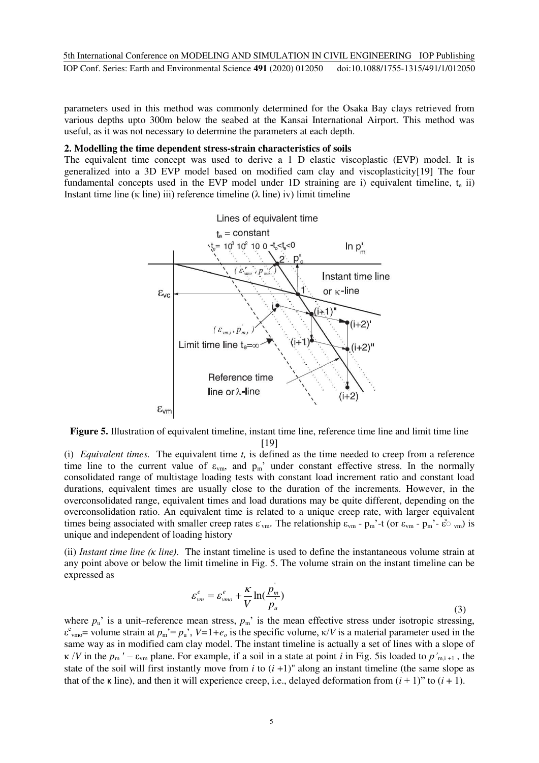parameters used in this method was commonly determined for the Osaka Bay clays retrieved from various depths upto 300m below the seabed at the Kansai International Airport. This method was useful, as it was not necessary to determine the parameters at each depth.

## 2. Modelling the time dependent stress-strain characteristics of soils

The equivalent time concept was used to derive a 1 D elastic viscoplastic (EVP) model. It is generalized into a 3D EVP model based on modified cam clay and viscoplasticity[19] The four fundamental concepts used in the EVP model under 1D straining are i) equivalent timeline, $t_e$ ii) Instant time line (κ line) iii) reference timeline (λ line) iv) limit timeline

**Figure 5.** Illustration of equivalent timeline, instant time line, reference time line and limit time line [19]

(i) *Equivalent times.* The equivalent time *t,* is defined as the time needed to creep from a reference time line to the current value of $\varepsilon_{vm}$, and $p_m$' under constant effective stress. In the normally consolidated range of multistage loading tests with constant load increment ratio and constant load durations, equivalent times are usually close to the duration of the increments. However, in the overconsolidated range, equivalent times and load durations may be quite different, depending on the overconsolidation ratio. An equivalent time is related to a unique creep rate, with larger equivalent times being associated with smaller creep rates $\dot{\varepsilon}_{vm}$. The relationship $\varepsilon_{vm}$ - $p_m$'-t (or $\varepsilon_{vm}$ - $p_m$'- $\dot{\varepsilon}_{vm}$) is unique and independent of loading history

(ii) *Instant time line (κ line).* The instant timeline is used to define the instantaneous volume strain at any point above or below the limit timeline in Fig. 5. The volume strain on the instant timeline can be expressed as

$$\varepsilon^{e}_{vm} = \varepsilon^{e}_{vmo} + \frac{\kappa}{V}\ln\left(\frac{p'_m}{p_u}\right) \tag{3}$$

where $p_u$' is a unit–reference mean stress, $p_m$' is the mean effective stress under isotropic stressing, $\varepsilon^e_{vmo}$= volume strain at $p_m$'= $p_u$', $V$=1+$e_o$ is the specific volume, κ/$V$ is a material parameter used in the same way as in modified cam clay model. The instant timeline is actually a set of lines with a slope of κ /$V$ in the $p_m$ ′ – $\varepsilon_{vm}$ plane. For example, if a soil in a state at point *i* in Fig. 5is loaded to $p'_{m,i+1}$ , the state of the soil will first instantly move from *i* to (*i* +1)" along an instant timeline (the same slope as that of the κ line), and then it will experience creep, i.e., delayed deformation from (*i* + 1)" to (*i* + 1).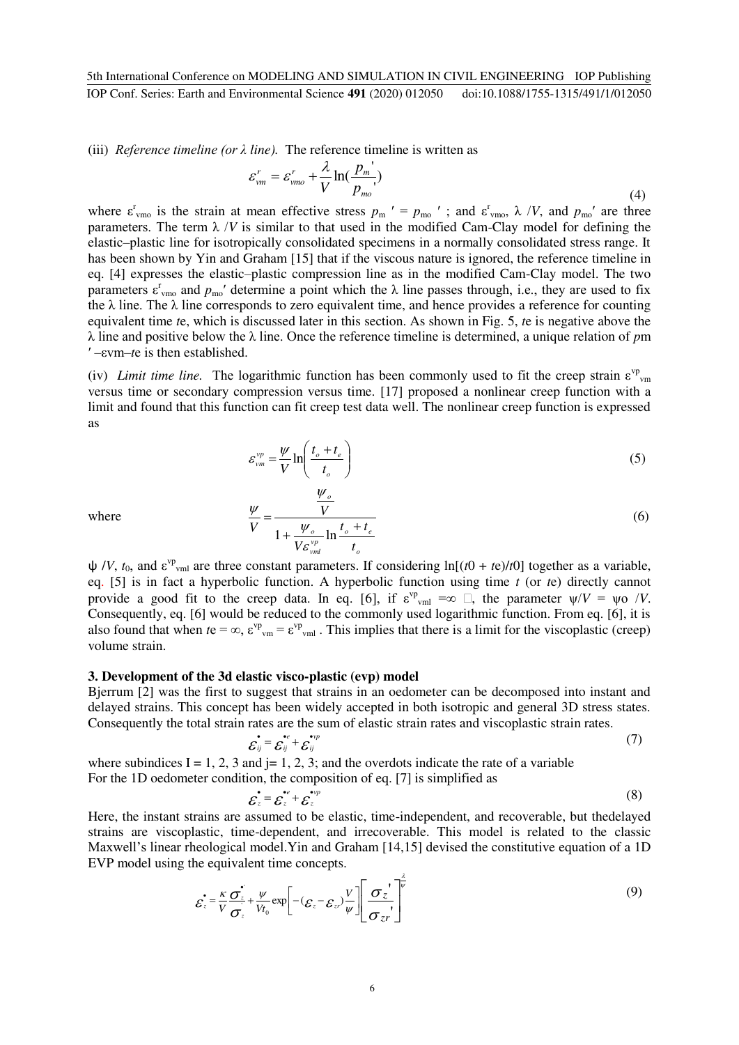(iii) *Reference timeline (or λ line).* The reference timeline is written as

$$\varepsilon_{vm}^{r} = \varepsilon_{vmo}^{r} + \frac{\lambda}{V}\ln\left(\frac{p_m'}{p_{mo}'}\right) \tag{4}$$

where $\varepsilon^{r}_{vmo}$ is the strain at mean effective stress $p_m' = p_{mo}'$ ; and $\varepsilon^{r}_{vmo}$, $\lambda/V$, and $p_{mo}'$ are three parameters. The term $\lambda/V$ is similar to that used in the modified Cam-Clay model for defining the elastic–plastic line for isotropically consolidated specimens in a normally consolidated stress range. It has been shown by Yin and Graham [15] that if the viscous nature is ignored, the reference timeline in eq. [4] expresses the elastic–plastic compression line as in the modified Cam-Clay model. The two parameters $\varepsilon^{r}_{vmo}$ and $p_{mo}'$ determine a point which the λ line passes through, i.e., they are used to fix the λ line. The λ line corresponds to zero equivalent time, and hence provides a reference for counting equivalent time $t_e$, which is discussed later in this section. As shown in Fig. 5, $t_e$ is negative above the λ line and positive below the λ line. Once the reference timeline is determined, a unique relation of $p_m'$–$\varepsilon_{vm}$–$t_e$ is then established.

(iv) *Limit time line.* The logarithmic function has been commonly used to fit the creep strain $\varepsilon^{vp}_{vm}$ versus time or secondary compression versus time. [17] proposed a nonlinear creep function with a limit and found that this function can fit creep test data well. The nonlinear creep function is expressed as

$$\varepsilon_{vm}^{vp} = \frac{\psi}{V}\ln\left(\frac{t_o + t_e}{t_o}\right) \tag{5}$$

where

$$\frac{\psi}{V} = \frac{\dfrac{\psi_o}{V}}{1 + \dfrac{\psi_o}{V\varepsilon_{vml}^{vp}}\ln\dfrac{t_o + t_e}{t_o}} \tag{6}$$

$\psi/V$, $t_0$, and $\varepsilon^{vp}_{vml}$ are three constant parameters. If considering $\ln[(t_0 + t_e)/t_0]$ together as a variable, eq. [5] is in fact a hyperbolic function. A hyperbolic function using time $t$ (or $t_e$) directly cannot provide a good fit to the creep data. In eq. [6], if $\varepsilon^{vp}_{vml} = \infty$ , the parameter $\psi/V = \psi_o/V$. Consequently, eq. [6] would be reduced to the commonly used logarithmic function. From eq. [6], it is also found that when $t_e = \infty$, $\varepsilon^{vp}_{vm} = \varepsilon^{vp}_{vml}$ . This implies that there is a limit for the viscoplastic (creep) volume strain.

## 3. Development of the 3d elastic visco-plastic (evp) model

Bjerrum [2] was the first to suggest that strains in an oedometer can be decomposed into instant and delayed strains. This concept has been widely accepted in both isotropic and general 3D stress states. Consequently the total strain rates are the sum of elastic strain rates and viscoplastic strain rates.

$$\dot{\varepsilon}_{ij} = \dot{\varepsilon}_{ij}^{e} + \dot{\varepsilon}_{ij}^{vp} \tag{7}$$

where subindices I = 1, 2, 3 and j= 1, 2, 3; and the overdots indicate the rate of a variable
For the 1D oedometer condition, the composition of eq. [7] is simplified as

$$\dot{\varepsilon}_{z} = \dot{\varepsilon}_{z}^{e} + \dot{\varepsilon}_{z}^{vp} \tag{8}$$

Here, the instant strains are assumed to be elastic, time-independent, and recoverable, but thedelayed strains are viscoplastic, time-dependent, and irrecoverable. This model is related to the classic Maxwell's linear rheological model.Yin and Graham [14,15] devised the constitutive equation of a 1D EVP model using the equivalent time concepts.

$$\dot{\varepsilon}_{z} = \frac{\kappa}{V}\frac{\dot{\sigma}_{z}}{\sigma_{z}} + \frac{\psi}{Vt_0}\exp\left[-(\varepsilon_{z} - \varepsilon_{zr})\frac{V}{\psi}\right]\left[\frac{\sigma_{z}'}{\sigma_{zr}'}\right]^{\frac{\lambda}{\psi}} \tag{9}$$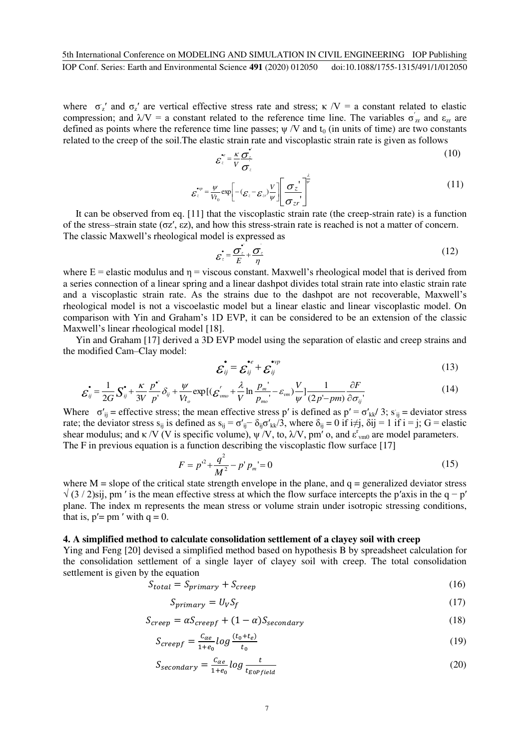where $\dot{\sigma}_z'$ and $\sigma_z'$ are vertical effective stress rate and stress; κ /V = a constant related to elastic compression; and λ/V = a constant related to the reference time line. The variables $\sigma'_{zr}$ and $\varepsilon_{zr}$ are defined as points where the reference time line passes; ψ /V and $t_0$ (in units of time) are two constants related to the creep of the soil.The elastic strain rate and viscoplastic strain rate is given as follows

$$\dot{\varepsilon}_z^{e} = \frac{\kappa}{V}\frac{\dot{\sigma}_z'}{\sigma_z'} \tag{10}$$

$$\dot{\varepsilon}_z^{vp} = \frac{\psi}{Vt_0}\exp\left[-(\varepsilon_z - \varepsilon_{zr})\frac{V}{\psi}\right]\left[\frac{\sigma_z'}{\sigma_{zr}'}\right]^{\frac{\lambda}{\psi}} \tag{11}$$

It can be observed from eq. [11] that the viscoplastic strain rate (the creep-strain rate) is a function of the stress–strain state (σz′, εz), and how this stress-strain rate is reached is not a matter of concern. The classic Maxwell's rheological model is expressed as

$$\dot{\varepsilon}_z = \frac{\dot{\sigma}_z}{E} + \frac{\sigma_z}{\eta} \tag{12}$$

where E = elastic modulus and η = viscous constant. Maxwell's rheological model that is derived from a series connection of a linear spring and a linear dashpot divides total strain rate into elastic strain rate and a viscoplastic strain rate. As the strains due to the dashpot are not recoverable, Maxwell's rheological model is not a viscoelastic model but a linear elastic and linear viscoplastic model. On comparison with Yin and Graham's 1D EVP, it can be considered to be an extension of the classic Maxwell's linear rheological model [18].

Yin and Graham [17] derived a 3D EVP model using the separation of elastic and creep strains and the modified Cam–Clay model:

$$\dot{\varepsilon}_{ij} = \dot{\varepsilon}_{ij}^{e} + \dot{\varepsilon}_{ij}^{vp} \tag{13}$$

$$\dot{\varepsilon}_{ij} = \frac{1}{2G}\dot{S}_{ij} + \frac{\kappa}{3V}\frac{\dot{p}'}{p'}\delta_{ij} + \frac{\psi}{Vt_o}\exp\left[\left(\varepsilon_{vmo}^{r} + \frac{\lambda}{V}\ln\frac{p_m'}{p_{mo}'} - \varepsilon_{vm}\right)\frac{V}{\psi}\right]\frac{1}{(2p'-pm)}\frac{\partial F}{\partial \sigma_{ij}'} \tag{14}$$

Where $\sigma'_{ij}$ = effective stress; the mean effective stress p′ is defined as p′ = $\sigma'_{kk}$/ 3; $\dot{s}_{ij}$ = deviator stress rate; the deviator stress $s_{ij}$ is defined as $s_{ij} = \sigma'_{ij} - \delta_{ij}\sigma'_{kk}/3$, where $\delta_{ij}$ = 0 if i≠j, δij = 1 if i = j; G = elastic shear modulus; and κ /V (V is specific volume), ψ /V, to, λ/V, pm′ o, and $\varepsilon^{r}_{vm0}$ are model parameters. The F in previous equation is a function describing the viscoplastic flow surface [17]

$$F = p'^2 + \frac{q^2}{M^2} - p'\,p_m' = 0 \tag{15}$$

where M = slope of the critical state strength envelope in the plane, and q = generalized deviator stress √ (3 / 2)sij, pm ′ is the mean effective stress at which the flow surface intercepts the p′axis in the q − p′ plane. The index m represents the mean stress or volume strain under isotropic stressing conditions, that is, p′= pm ′ with q = 0.

## 4. A simplified method to calculate consolidation settlement of a clayey soil with creep

Ying and Feng [20] devised a simplified method based on hypothesis B by spreadsheet calculation for the consolidation settlement of a single layer of clayey soil with creep. The total consolidation settlement is given by the equation

$$S_{total} = S_{primary} + S_{creep} \tag{16}$$

$$S_{primary} = U_V S_f \tag{17}$$

$$S_{creep} = \alpha S_{creepf} + (1-\alpha) S_{secondary} \tag{18}$$

$$S_{creepf} = \frac{C_{\alpha e}}{1+e_0}\log\frac{(t_0+t_e)}{t_0} \tag{19}$$

$$S_{secondary} = \frac{C_{\alpha e}}{1+e_0}\log\frac{t}{t_{EOPfield}} \tag{20}$$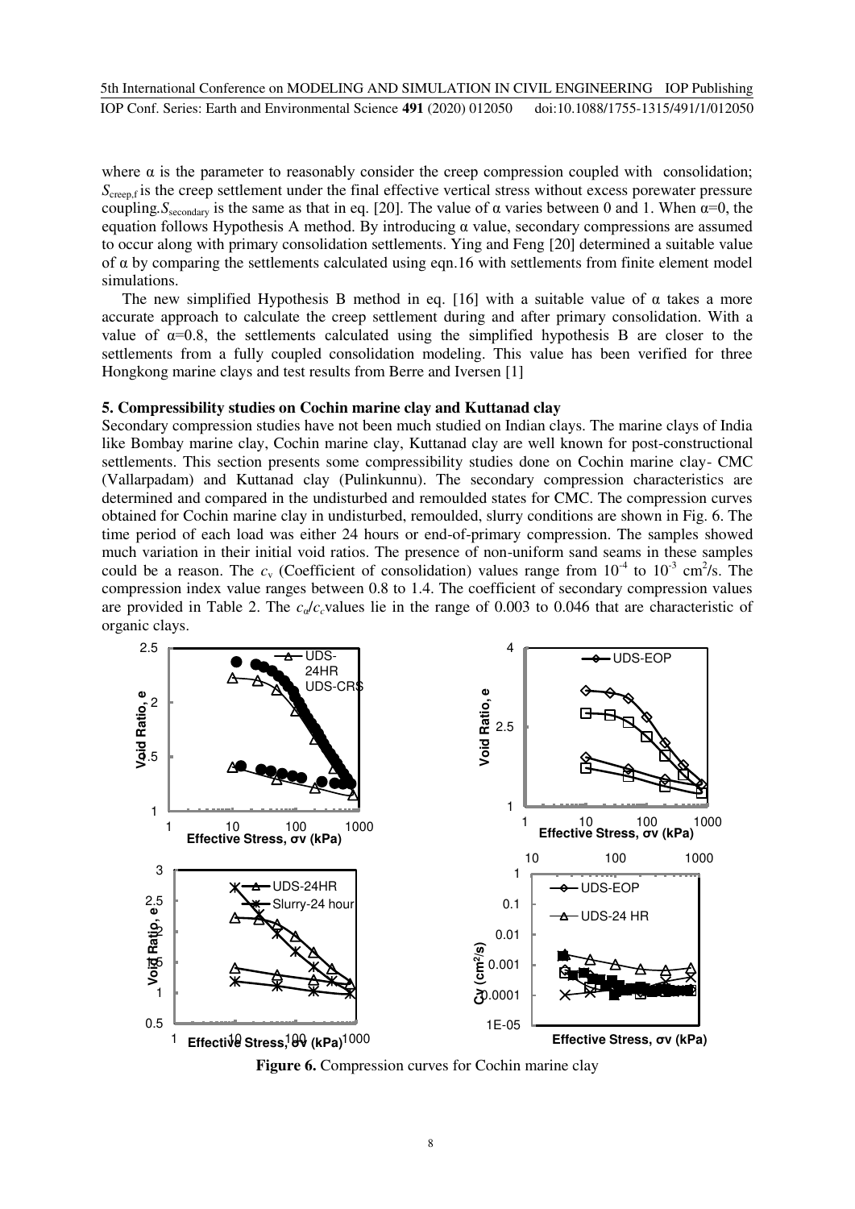where α is the parameter to reasonably consider the creep compression coupled with consolidation; $S_{creep,f}$ is the creep settlement under the final effective vertical stress without excess porewater pressure coupling. $S_{secondary}$ is the same as that in eq. [20]. The value of α varies between 0 and 1. When α=0, the equation follows Hypothesis A method. By introducing α value, secondary compressions are assumed to occur along with primary consolidation settlements. Ying and Feng [20] determined a suitable value of α by comparing the settlements calculated using eqn.16 with settlements from finite element model simulations.

The new simplified Hypothesis B method in eq. [16] with a suitable value of α takes a more accurate approach to calculate the creep settlement during and after primary consolidation. With a value of α=0.8, the settlements calculated using the simplified hypothesis B are closer to the settlements from a fully coupled consolidation modeling. This value has been verified for three Hongkong marine clays and test results from Berre and Iversen [1]

## 5. Compressibility studies on Cochin marine clay and Kuttanad clay

Secondary compression studies have not been much studied on Indian clays. The marine clays of India like Bombay marine clay, Cochin marine clay, Kuttanad clay are well known for post-constructional settlements. This section presents some compressibility studies done on Cochin marine clay- CMC (Vallarpadam) and Kuttanad clay (Pulinkunnu). The secondary compression characteristics are determined and compared in the undisturbed and remoulded states for CMC. The compression curves obtained for Cochin marine clay in undisturbed, remoulded, slurry conditions are shown in Fig. 6. The time period of each load was either 24 hours or end-of-primary compression. The samples showed much variation in their initial void ratios. The presence of non-uniform sand seams in these samples could be a reason. The $c_v$ (Coefficient of consolidation) values range from $10^{-4}$ to $10^{-3}$ cm$^2$/s. The compression index value ranges between 0.8 to 1.4. The coefficient of secondary compression values are provided in Table 2. The $c_\alpha/c_c$ values lie in the range of 0.003 to 0.046 that are characteristic of organic clays.

**Figure 6.** Compression curves for Cochin marine clay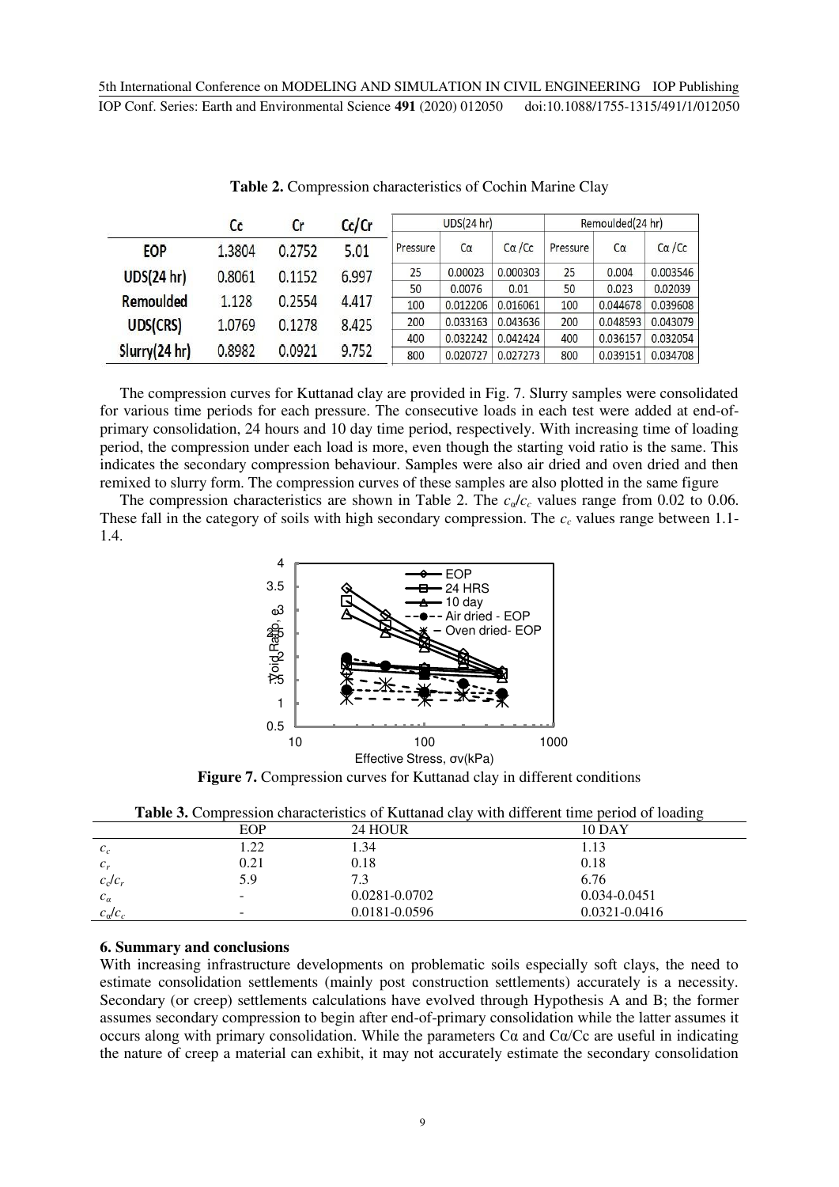**Table 2.** Compression characteristics of Cochin Marine Clay

|  | Cc | Cr | Cc/Cr | UDS(24 hr) | | | Remoulded(24 hr) | | |
|---|---|---|---|---|---|---|---|---|---|
|  |  |  |  | Pressure | Cα | Cα /Cc | Pressure | Cα | Cα /Cc |
| EOP | 1.3804 | 0.2752 | 5.01 | 25 | 0.00023 | 0.000303 | 25 | 0.004 | 0.003546 |
| UDS(24 hr) | 0.8061 | 0.1152 | 6.997 | 50 | 0.0076 | 0.01 | 50 | 0.023 | 0.02039 |
| Remoulded | 1.128 | 0.2554 | 4.417 | 100 | 0.012206 | 0.016061 | 100 | 0.044678 | 0.039608 |
| UDS(CRS) | 1.0769 | 0.1278 | 8.425 | 200 | 0.033163 | 0.043636 | 200 | 0.048593 | 0.043079 |
| Slurry(24 hr) | 0.8982 | 0.0921 | 9.752 | 400 | 0.032242 | 0.042424 | 400 | 0.036157 | 0.032054 |
|  |  |  |  | 800 | 0.020727 | 0.027273 | 800 | 0.039151 | 0.034708 |

The compression curves for Kuttanad clay are provided in Fig. 7. Slurry samples were consolidated for various time periods for each pressure. The consecutive loads in each test were added at end-of-primary consolidation, 24 hours and 10 day time period, respectively. With increasing time of loading period, the compression under each load is more, even though the starting void ratio is the same. This indicates the secondary compression behaviour. Samples were also air dried and oven dried and then remixed to slurry form. The compression curves of these samples are also plotted in the same figure

The compression characteristics are shown in Table 2. The $c_\alpha/c_c$ values range from 0.02 to 0.06. These fall in the category of soils with high secondary compression. The $c_c$ values range between 1.1-1.4.

**Figure 7.** Compression curves for Kuttanad clay in different conditions

**Table 3.** Compression characteristics of Kuttanad clay with different time period of loading

|  | EOP | 24 HOUR | 10 DAY |
|---|---|---|---|
| $c_c$ | 1.22 | 1.34 | 1.13 |
| $c_r$ | 0.21 | 0.18 | 0.18 |
| $c_c/c_r$ | 5.9 | 7.3 | 6.76 |
| $c_\alpha$ | - | 0.0281-0.0702 | 0.034-0.0451 |
| $c_\alpha/c_c$ | - | 0.0181-0.0596 | 0.0321-0.0416 |

## 6. Summary and conclusions

With increasing infrastructure developments on problematic soils especially soft clays, the need to estimate consolidation settlements (mainly post construction settlements) accurately is a necessity. Secondary (or creep) settlements calculations have evolved through Hypothesis A and B; the former assumes secondary compression to begin after end-of-primary consolidation while the latter assumes it occurs along with primary consolidation. While the parameters Cα and Cα/Cc are useful in indicating the nature of creep a material can exhibit, it may not accurately estimate the secondary consolidation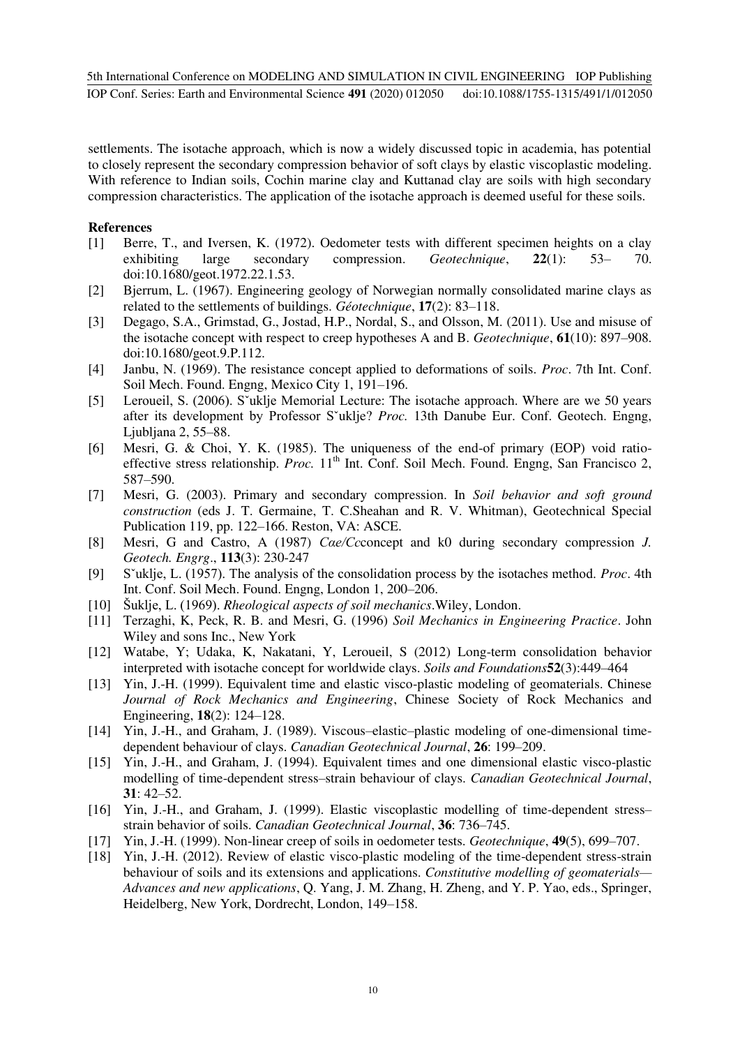settlements. The isotache approach, which is now a widely discussed topic in academia, has potential to closely represent the secondary compression behavior of soft clays by elastic viscoplastic modeling. With reference to Indian soils, Cochin marine clay and Kuttanad clay are soils with high secondary compression characteristics. The application of the isotache approach is deemed useful for these soils.

**References**

[1] Berre, T., and Iversen, K. (1972). Oedometer tests with different specimen heights on a clay exhibiting large secondary compression. *Geotechnique*, **22**(1): 53– 70. doi:10.1680/geot.1972.22.1.53.

[2] Bjerrum, L. (1967). Engineering geology of Norwegian normally consolidated marine clays as related to the settlements of buildings. *Géotechnique*, **17**(2): 83–118.

[3] Degago, S.A., Grimstad, G., Jostad, H.P., Nordal, S., and Olsson, M. (2011). Use and misuse of the isotache concept with respect to creep hypotheses A and B. *Geotechnique*, **61**(10): 897–908. doi:10.1680/geot.9.P.112.

[4] Janbu, N. (1969). The resistance concept applied to deformations of soils. *Proc*. 7th Int. Conf. Soil Mech. Found. Engng, Mexico City 1, 191–196.

[5] Leroueil, S. (2006). Sˇuklje Memorial Lecture: The isotache approach. Where are we 50 years after its development by Professor Sˇuklje? *Proc.* 13th Danube Eur. Conf. Geotech. Engng, Ljubljana 2, 55–88.

[6] Mesri, G. & Choi, Y. K. (1985). The uniqueness of the end-of primary (EOP) void ratio-effective stress relationship. *Proc.* 11th Int. Conf. Soil Mech. Found. Engng, San Francisco 2, 587–590.

[7] Mesri, G. (2003). Primary and secondary compression. In *Soil behavior and soft ground construction* (eds J. T. Germaine, T. C.Sheahan and R. V. Whitman), Geotechnical Special Publication 119, pp. 122–166. Reston, VA: ASCE.

[8] Mesri, G and Castro, A (1987) *Cαe/Cc*concept and k0 during secondary compression *J. Geotech. Engrg*., **113**(3): 230-247

[9] Sˇuklje, L. (1957). The analysis of the consolidation process by the isotaches method. *Proc*. 4th Int. Conf. Soil Mech. Found. Engng, London 1, 200–206.

[10] Šuklje, L. (1969). *Rheological aspects of soil mechanics*.Wiley, London.

[11] Terzaghi, K, Peck, R. B. and Mesri, G. (1996) *Soil Mechanics in Engineering Practice*. John Wiley and sons Inc., New York

[12] Watabe, Y; Udaka, K, Nakatani, Y, Leroueil, S (2012) Long-term consolidation behavior interpreted with isotache concept for worldwide clays. *Soils and Foundations***52**(3):449–464

[13] Yin, J.-H. (1999). Equivalent time and elastic visco-plastic modeling of geomaterials. Chinese *Journal of Rock Mechanics and Engineering*, Chinese Society of Rock Mechanics and Engineering, **18**(2): 124–128.

[14] Yin, J.-H., and Graham, J. (1989). Viscous–elastic–plastic modeling of one-dimensional time-dependent behaviour of clays. *Canadian Geotechnical Journal*, **26**: 199–209.

[15] Yin, J.-H., and Graham, J. (1994). Equivalent times and one dimensional elastic visco-plastic modelling of time-dependent stress–strain behaviour of clays. *Canadian Geotechnical Journal*, **31**: 42–52.

[16] Yin, J.-H., and Graham, J. (1999). Elastic viscoplastic modelling of time-dependent stress–strain behavior of soils. *Canadian Geotechnical Journal*, **36**: 736–745.

[17] Yin, J.-H. (1999). Non-linear creep of soils in oedometer tests. *Geotechnique*, **49**(5), 699–707.

[18] Yin, J.-H. (2012). Review of elastic visco-plastic modeling of the time-dependent stress-strain behaviour of soils and its extensions and applications. *Constitutive modelling of geomaterials—Advances and new applications*, Q. Yang, J. M. Zhang, H. Zheng, and Y. P. Yao, eds., Springer, Heidelberg, New York, Dordrecht, London, 149–158.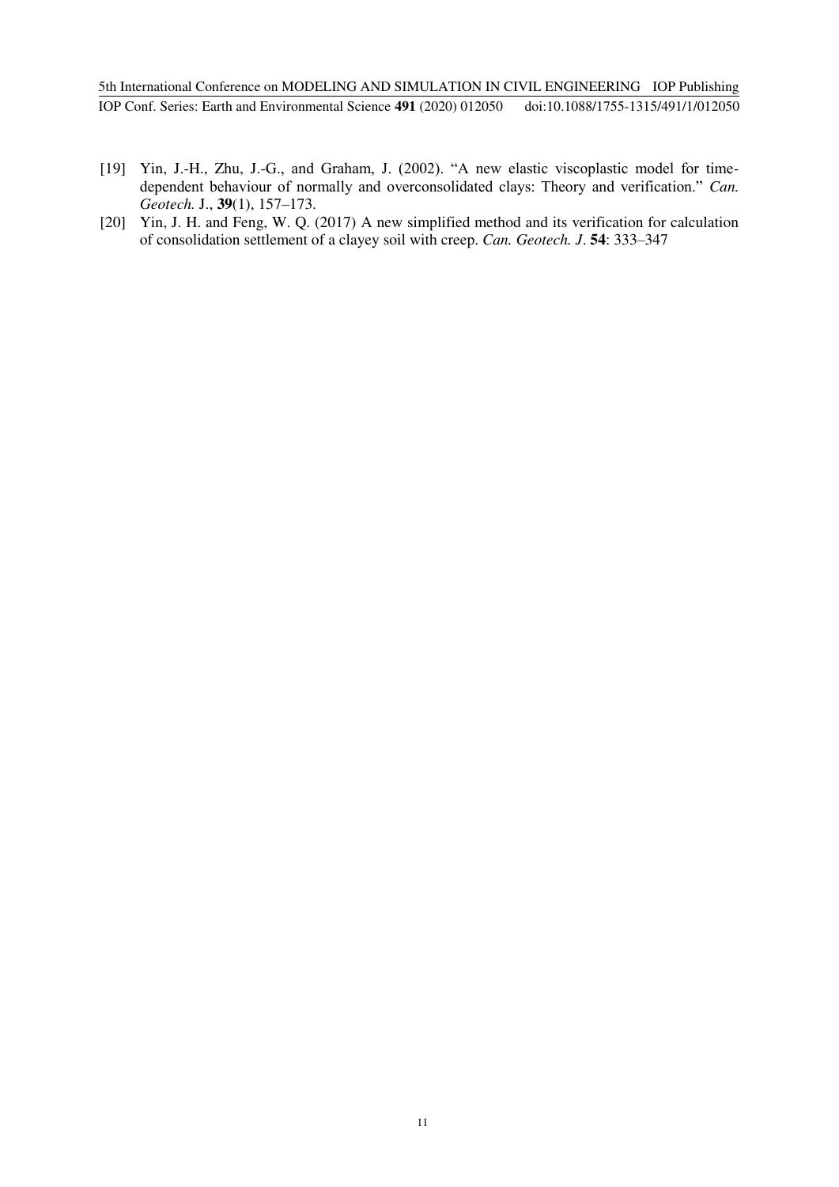[19] Yin, J.-H., Zhu, J.-G., and Graham, J. (2002). "A new elastic viscoplastic model for time-dependent behaviour of normally and overconsolidated clays: Theory and verification." *Can. Geotech.* J., **39**(1), 157–173.

[20] Yin, J. H. and Feng, W. Q. (2017) A new simplified method and its verification for calculation of consolidation settlement of a clayey soil with creep. *Can. Geotech. J*. **54**: 333–347